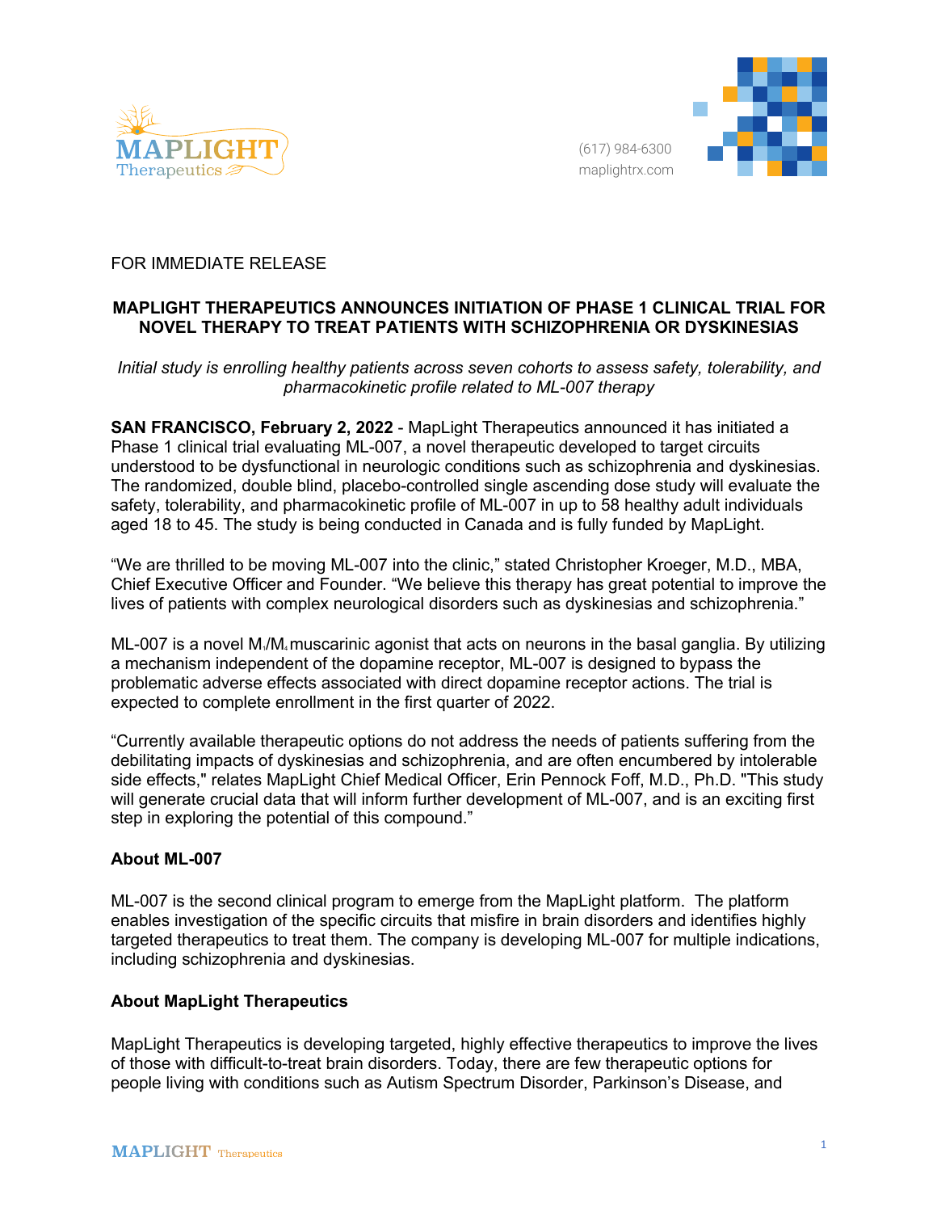(617) 984-6300
maplightrx.com

FOR IMMEDIATE RELEASE

## MAPLIGHT THERAPEUTICS ANNOUNCES INITIATION OF PHASE 1 CLINICAL TRIAL FOR NOVEL THERAPY TO TREAT PATIENTS WITH SCHIZOPHRENIA OR DYSKINESIAS

*Initial study is enrolling healthy patients across seven cohorts to assess safety, tolerability, and pharmacokinetic profile related to ML-007 therapy*

**SAN FRANCISCO, February 2, 2022** - MapLight Therapeutics announced it has initiated a Phase 1 clinical trial evaluating ML-007, a novel therapeutic developed to target circuits understood to be dysfunctional in neurologic conditions such as schizophrenia and dyskinesias. The randomized, double blind, placebo-controlled single ascending dose study will evaluate the safety, tolerability, and pharmacokinetic profile of ML-007 in up to 58 healthy adult individuals aged 18 to 45. The study is being conducted in Canada and is fully funded by MapLight.

"We are thrilled to be moving ML-007 into the clinic," stated Christopher Kroeger, M.D., MBA, Chief Executive Officer and Founder. "We believe this therapy has great potential to improve the lives of patients with complex neurological disorders such as dyskinesias and schizophrenia."

ML-007 is a novel $M_1$/$M_4$ muscarinic agonist that acts on neurons in the basal ganglia. By utilizing a mechanism independent of the dopamine receptor, ML-007 is designed to bypass the problematic adverse effects associated with direct dopamine receptor actions. The trial is expected to complete enrollment in the first quarter of 2022.

"Currently available therapeutic options do not address the needs of patients suffering from the debilitating impacts of dyskinesias and schizophrenia, and are often encumbered by intolerable side effects," relates MapLight Chief Medical Officer, Erin Pennock Foff, M.D., Ph.D. "This study will generate crucial data that will inform further development of ML-007, and is an exciting first step in exploring the potential of this compound."

### About ML-007

ML-007 is the second clinical program to emerge from the MapLight platform. The platform enables investigation of the specific circuits that misfire in brain disorders and identifies highly targeted therapeutics to treat them. The company is developing ML-007 for multiple indications, including schizophrenia and dyskinesias.

### About MapLight Therapeutics

MapLight Therapeutics is developing targeted, highly effective therapeutics to improve the lives of those with difficult-to-treat brain disorders. Today, there are few therapeutic options for people living with conditions such as Autism Spectrum Disorder, Parkinson's Disease, and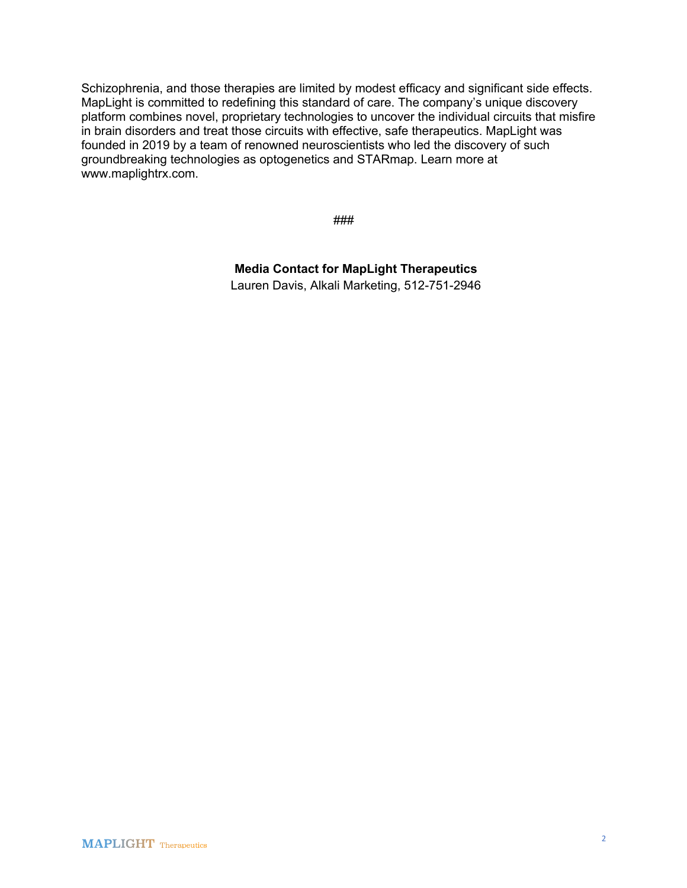Schizophrenia, and those therapies are limited by modest efficacy and significant side effects. MapLight is committed to redefining this standard of care. The company's unique discovery platform combines novel, proprietary technologies to uncover the individual circuits that misfire in brain disorders and treat those circuits with effective, safe therapeutics. MapLight was founded in 2019 by a team of renowned neuroscientists who led the discovery of such groundbreaking technologies as optogenetics and STARmap. Learn more at www.maplightrx.com.

###

**Media Contact for MapLight Therapeutics**

Lauren Davis, Alkali Marketing, 512-751-2946